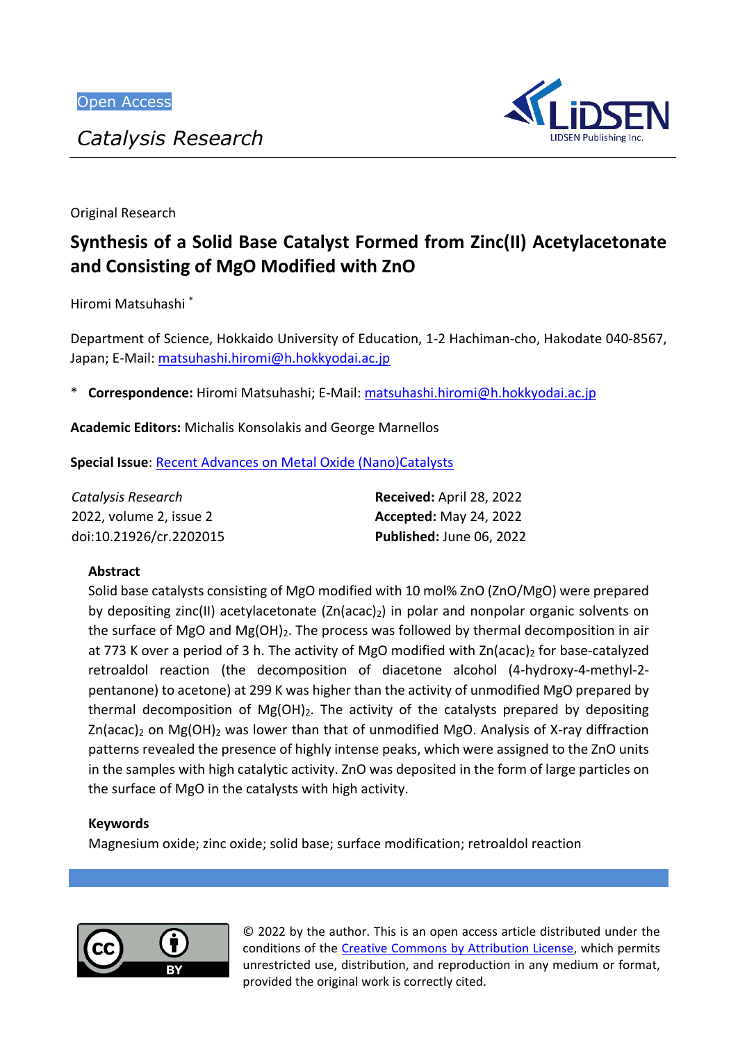Open Access

*Catalysis Research*

Original Research

# Synthesis of a Solid Base Catalyst Formed from Zinc(II) Acetylacetonate and Consisting of MgO Modified with ZnO

Hiromi Matsuhashi *

Department of Science, Hokkaido University of Education, 1-2 Hachiman-cho, Hakodate 040-8567, Japan; E-Mail: matsuhashi.hiromi@h.hokkyodai.ac.jp

* **Correspondence:** Hiromi Matsuhashi; E-Mail: matsuhashi.hiromi@h.hokkyodai.ac.jp

**Academic Editors:** Michalis Konsolakis and George Marnellos

**Special Issue**: Recent Advances on Metal Oxide (Nano)Catalysts

*Catalysis Research*
2022, volume 2, issue 2
doi:10.21926/cr.2202015

**Received:** April 28, 2022
**Accepted:** May 24, 2022
**Published:** June 06, 2022

## Abstract

Solid base catalysts consisting of MgO modified with 10 mol% ZnO (ZnO/MgO) were prepared by depositing zinc(II) acetylacetonate ($Zn(acac)_2$) in polar and nonpolar organic solvents on the surface of MgO and $Mg(OH)_2$. The process was followed by thermal decomposition in air at 773 K over a period of 3 h. The activity of MgO modified with $Zn(acac)_2$ for base-catalyzed retroaldol reaction (the decomposition of diacetone alcohol (4-hydroxy-4-methyl-2-pentanone) to acetone) at 299 K was higher than the activity of unmodified MgO prepared by thermal decomposition of $Mg(OH)_2$. The activity of the catalysts prepared by depositing $Zn(acac)_2$ on $Mg(OH)_2$ was lower than that of unmodified MgO. Analysis of X-ray diffraction patterns revealed the presence of highly intense peaks, which were assigned to the ZnO units in the samples with high catalytic activity. ZnO was deposited in the form of large particles on the surface of MgO in the catalysts with high activity.

## Keywords

Magnesium oxide; zinc oxide; solid base; surface modification; retroaldol reaction

© 2022 by the author. This is an open access article distributed under the conditions of the Creative Commons by Attribution License, which permits unrestricted use, distribution, and reproduction in any medium or format, provided the original work is correctly cited.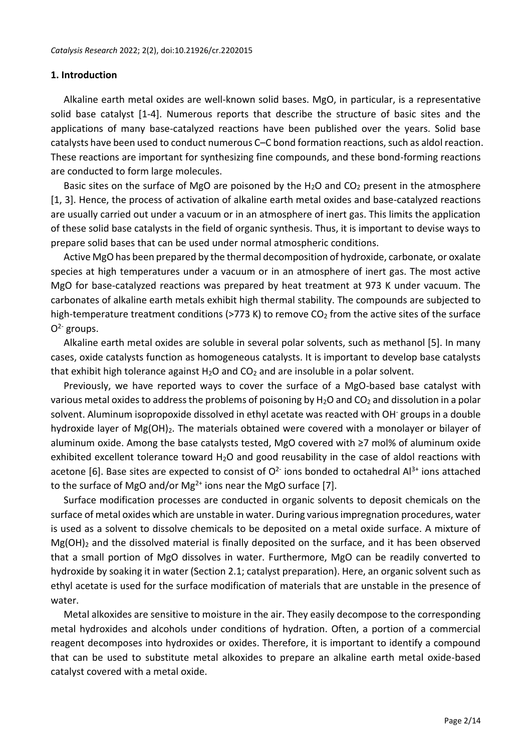## 1. Introduction

Alkaline earth metal oxides are well-known solid bases. MgO, in particular, is a representative solid base catalyst [1-4]. Numerous reports that describe the structure of basic sites and the applications of many base-catalyzed reactions have been published over the years. Solid base catalysts have been used to conduct numerous C–C bond formation reactions, such as aldol reaction. These reactions are important for synthesizing fine compounds, and these bond-forming reactions are conducted to form large molecules.

Basic sites on the surface of MgO are poisoned by the $H_2O$ and $CO_2$ present in the atmosphere [1, 3]. Hence, the process of activation of alkaline earth metal oxides and base-catalyzed reactions are usually carried out under a vacuum or in an atmosphere of inert gas. This limits the application of these solid base catalysts in the field of organic synthesis. Thus, it is important to devise ways to prepare solid bases that can be used under normal atmospheric conditions.

Active MgO has been prepared by the thermal decomposition of hydroxide, carbonate, or oxalate species at high temperatures under a vacuum or in an atmosphere of inert gas. The most active MgO for base-catalyzed reactions was prepared by heat treatment at 973 K under vacuum. The carbonates of alkaline earth metals exhibit high thermal stability. The compounds are subjected to high-temperature treatment conditions (>773 K) to remove $CO_2$ from the active sites of the surface $O^{2-}$ groups.

Alkaline earth metal oxides are soluble in several polar solvents, such as methanol [5]. In many cases, oxide catalysts function as homogeneous catalysts. It is important to develop base catalysts that exhibit high tolerance against $H_2O$ and $CO_2$ and are insoluble in a polar solvent.

Previously, we have reported ways to cover the surface of a MgO-based base catalyst with various metal oxides to address the problems of poisoning by $H_2O$ and $CO_2$ and dissolution in a polar solvent. Aluminum isopropoxide dissolved in ethyl acetate was reacted with $OH^-$ groups in a double hydroxide layer of $Mg(OH)_2$. The materials obtained were covered with a monolayer or bilayer of aluminum oxide. Among the base catalysts tested, MgO covered with ≥7 mol% of aluminum oxide exhibited excellent tolerance toward $H_2O$ and good reusability in the case of aldol reactions with acetone [6]. Base sites are expected to consist of $O^{2-}$ ions bonded to octahedral $Al^{3+}$ ions attached to the surface of MgO and/or $Mg^{2+}$ ions near the MgO surface [7].

Surface modification processes are conducted in organic solvents to deposit chemicals on the surface of metal oxides which are unstable in water. During various impregnation procedures, water is used as a solvent to dissolve chemicals to be deposited on a metal oxide surface. A mixture of $Mg(OH)_2$ and the dissolved material is finally deposited on the surface, and it has been observed that a small portion of MgO dissolves in water. Furthermore, MgO can be readily converted to hydroxide by soaking it in water (Section 2.1; catalyst preparation). Here, an organic solvent such as ethyl acetate is used for the surface modification of materials that are unstable in the presence of water.

Metal alkoxides are sensitive to moisture in the air. They easily decompose to the corresponding metal hydroxides and alcohols under conditions of hydration. Often, a portion of a commercial reagent decomposes into hydroxides or oxides. Therefore, it is important to identify a compound that can be used to substitute metal alkoxides to prepare an alkaline earth metal oxide-based catalyst covered with a metal oxide.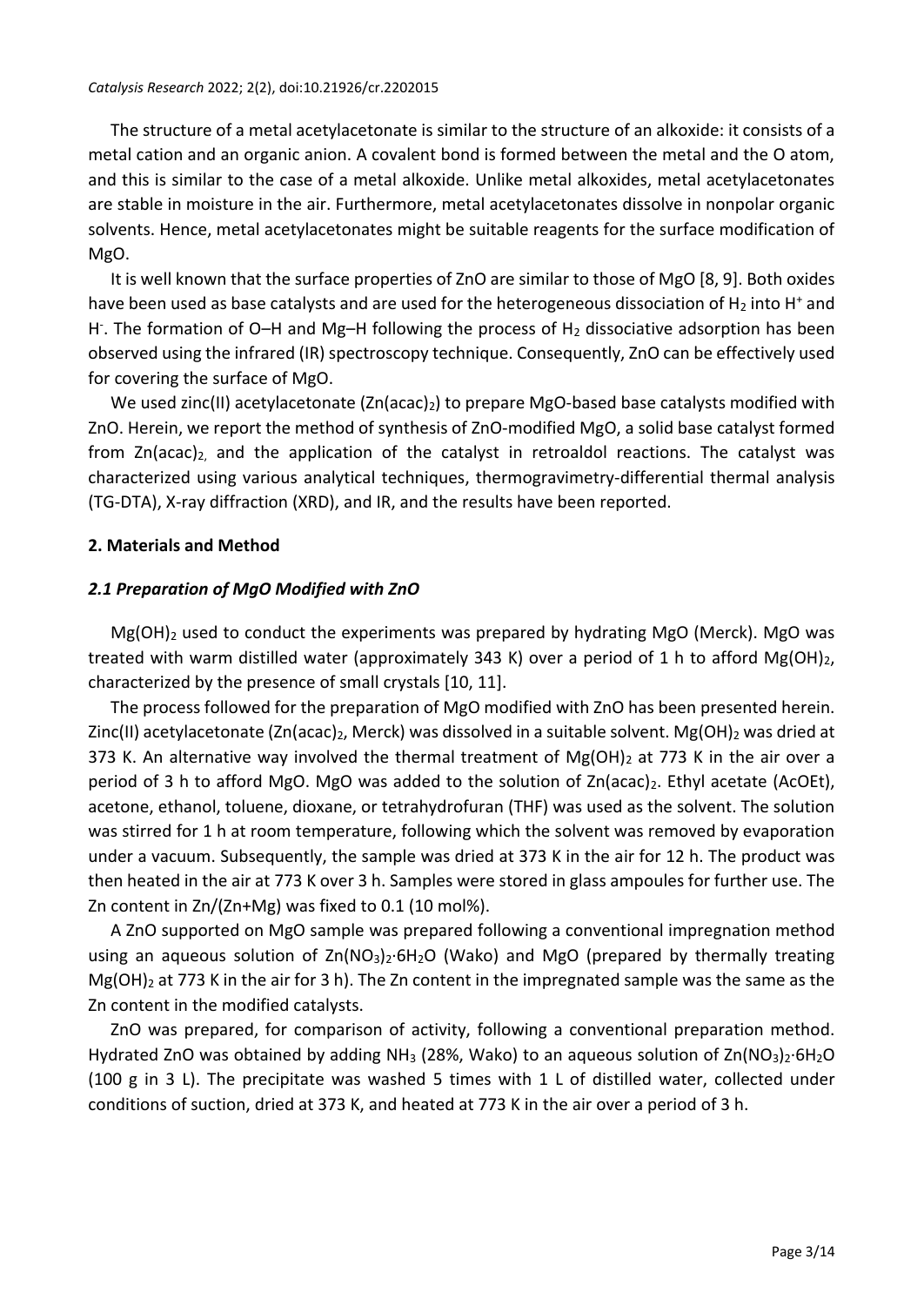The structure of a metal acetylacetonate is similar to the structure of an alkoxide: it consists of a metal cation and an organic anion. A covalent bond is formed between the metal and the O atom, and this is similar to the case of a metal alkoxide. Unlike metal alkoxides, metal acetylacetonates are stable in moisture in the air. Furthermore, metal acetylacetonates dissolve in nonpolar organic solvents. Hence, metal acetylacetonates might be suitable reagents for the surface modification of MgO.

It is well known that the surface properties of ZnO are similar to those of MgO [8, 9]. Both oxides have been used as base catalysts and are used for the heterogeneous dissociation of $H_2$ into $H^+$ and $H^-$. The formation of O–H and Mg–H following the process of $H_2$ dissociative adsorption has been observed using the infrared (IR) spectroscopy technique. Consequently, ZnO can be effectively used for covering the surface of MgO.

We used zinc(II) acetylacetonate ($Zn(acac)_2$) to prepare MgO-based base catalysts modified with ZnO. Herein, we report the method of synthesis of ZnO-modified MgO, a solid base catalyst formed from $Zn(acac)_2$, and the application of the catalyst in retroaldol reactions. The catalyst was characterized using various analytical techniques, thermogravimetry-differential thermal analysis (TG-DTA), X-ray diffraction (XRD), and IR, and the results have been reported.

## 2. Materials and Method

### *2.1 Preparation of MgO Modified with ZnO*

$Mg(OH)_2$ used to conduct the experiments was prepared by hydrating MgO (Merck). MgO was treated with warm distilled water (approximately 343 K) over a period of 1 h to afford $Mg(OH)_2$, characterized by the presence of small crystals [10, 11].

The process followed for the preparation of MgO modified with ZnO has been presented herein. Zinc(II) acetylacetonate ($Zn(acac)_2$, Merck) was dissolved in a suitable solvent. $Mg(OH)_2$ was dried at 373 K. An alternative way involved the thermal treatment of $Mg(OH)_2$ at 773 K in the air over a period of 3 h to afford MgO. MgO was added to the solution of $Zn(acac)_2$. Ethyl acetate (AcOEt), acetone, ethanol, toluene, dioxane, or tetrahydrofuran (THF) was used as the solvent. The solution was stirred for 1 h at room temperature, following which the solvent was removed by evaporation under a vacuum. Subsequently, the sample was dried at 373 K in the air for 12 h. The product was then heated in the air at 773 K over 3 h. Samples were stored in glass ampoules for further use. The Zn content in Zn/(Zn+Mg) was fixed to 0.1 (10 mol%).

A ZnO supported on MgO sample was prepared following a conventional impregnation method using an aqueous solution of $Zn(NO_3)_2{\cdot}6H_2O$ (Wako) and MgO (prepared by thermally treating $Mg(OH)_2$ at 773 K in the air for 3 h). The Zn content in the impregnated sample was the same as the Zn content in the modified catalysts.

ZnO was prepared, for comparison of activity, following a conventional preparation method. Hydrated ZnO was obtained by adding $NH_3$ (28%, Wako) to an aqueous solution of $Zn(NO_3)_2{\cdot}6H_2O$ (100 g in 3 L). The precipitate was washed 5 times with 1 L of distilled water, collected under conditions of suction, dried at 373 K, and heated at 773 K in the air over a period of 3 h.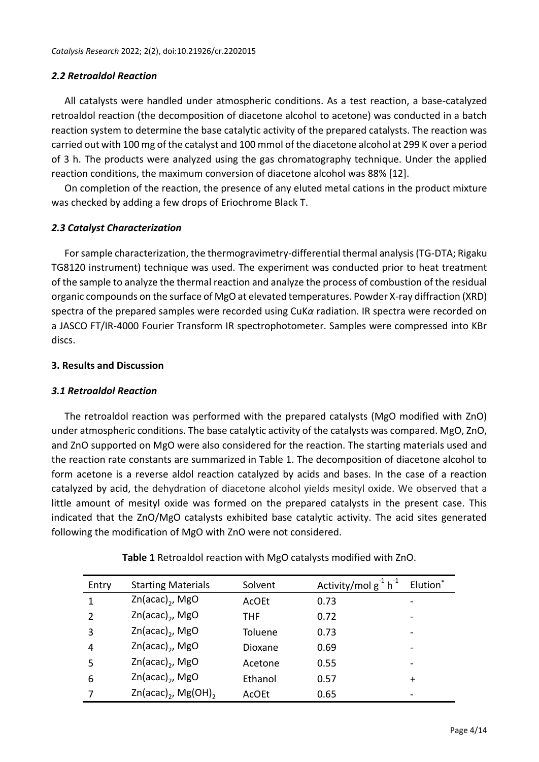### *2.2 Retroaldol Reaction*

All catalysts were handled under atmospheric conditions. As a test reaction, a base-catalyzed retroaldol reaction (the decomposition of diacetone alcohol to acetone) was conducted in a batch reaction system to determine the base catalytic activity of the prepared catalysts. The reaction was carried out with 100 mg of the catalyst and 100 mmol of the diacetone alcohol at 299 K over a period of 3 h. The products were analyzed using the gas chromatography technique. Under the applied reaction conditions, the maximum conversion of diacetone alcohol was 88% [12].

On completion of the reaction, the presence of any eluted metal cations in the product mixture was checked by adding a few drops of Eriochrome Black T.

### *2.3 Catalyst Characterization*

For sample characterization, the thermogravimetry-differential thermal analysis (TG-DTA; Rigaku TG8120 instrument) technique was used. The experiment was conducted prior to heat treatment of the sample to analyze the thermal reaction and analyze the process of combustion of the residual organic compounds on the surface of MgO at elevated temperatures. Powder X-ray diffraction (XRD) spectra of the prepared samples were recorded using CuK$\alpha$ radiation. IR spectra were recorded on a JASCO FT/IR-4000 Fourier Transform IR spectrophotometer. Samples were compressed into KBr discs.

## 3. Results and Discussion

### *3.1 Retroaldol Reaction*

The retroaldol reaction was performed with the prepared catalysts (MgO modified with ZnO) under atmospheric conditions. The base catalytic activity of the catalysts was compared. MgO, ZnO, and ZnO supported on MgO were also considered for the reaction. The starting materials used and the reaction rate constants are summarized in Table 1. The decomposition of diacetone alcohol to form acetone is a reverse aldol reaction catalyzed by acids and bases. In the case of a reaction catalyzed by acid, the dehydration of diacetone alcohol yields mesityl oxide. We observed that a little amount of mesityl oxide was formed on the prepared catalysts in the present case. This indicated that the ZnO/MgO catalysts exhibited base catalytic activity. The acid sites generated following the modification of MgO with ZnO were not considered.

**Table 1** Retroaldol reaction with MgO catalysts modified with ZnO.

| Entry | Starting Materials | Solvent | Activity/mol $g^{-1}$ $h^{-1}$ | Elution* |
|---|---|---|---|---|
| 1 | $Zn(acac)_2$, MgO | AcOEt | 0.73 | - |
| 2 | $Zn(acac)_2$, MgO | THF | 0.72 | - |
| 3 | $Zn(acac)_2$, MgO | Toluene | 0.73 | - |
| 4 | $Zn(acac)_2$, MgO | Dioxane | 0.69 | - |
| 5 | $Zn(acac)_2$, MgO | Acetone | 0.55 | - |
| 6 | $Zn(acac)_2$, MgO | Ethanol | 0.57 | + |
| 7 | $Zn(acac)_2$, $Mg(OH)_2$ | AcOEt | 0.65 | - |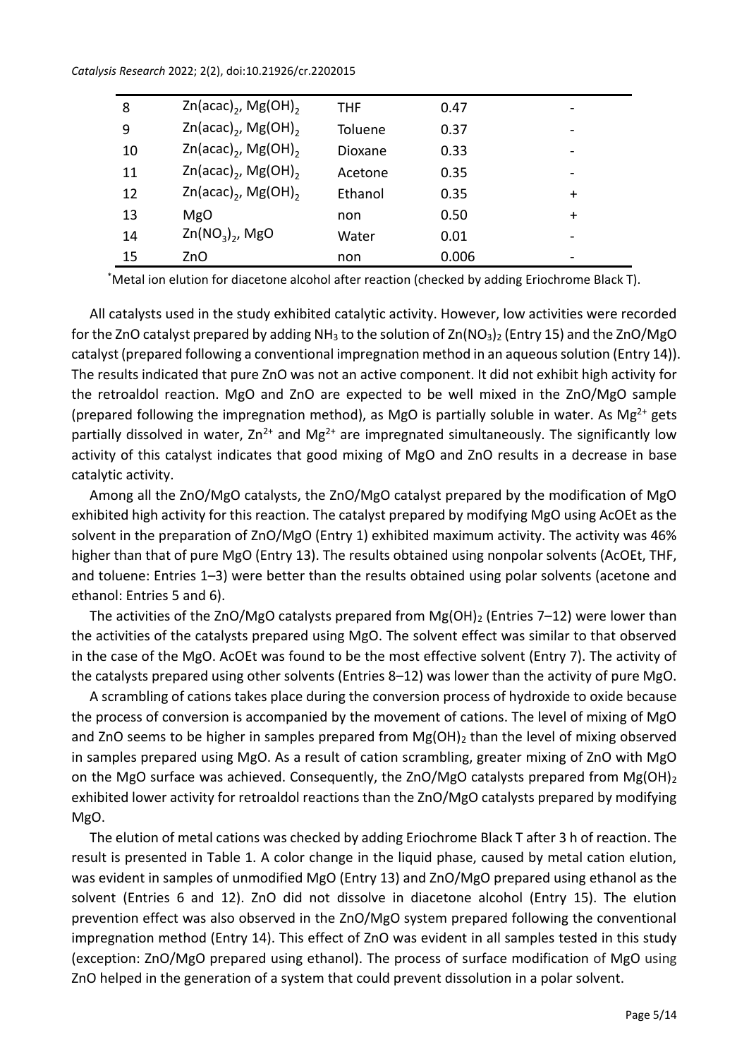| 8 | $Zn(acac)_2$, $Mg(OH)_2$ | THF | 0.47 | - |
|---|---|---|---|---|
| 9 | $Zn(acac)_2$, $Mg(OH)_2$ | Toluene | 0.37 | - |
| 10 | $Zn(acac)_2$, $Mg(OH)_2$ | Dioxane | 0.33 | - |
| 11 | $Zn(acac)_2$, $Mg(OH)_2$ | Acetone | 0.35 | - |
| 12 | $Zn(acac)_2$, $Mg(OH)_2$ | Ethanol | 0.35 | + |
| 13 | MgO | non | 0.50 | + |
| 14 | $Zn(NO_3)_2$, MgO | Water | 0.01 | - |
| 15 | ZnO | non | 0.006 | - |

*Metal ion elution for diacetone alcohol after reaction (checked by adding Eriochrome Black T).

All catalysts used in the study exhibited catalytic activity. However, low activities were recorded for the ZnO catalyst prepared by adding $NH_3$ to the solution of $Zn(NO_3)_2$ (Entry 15) and the ZnO/MgO catalyst (prepared following a conventional impregnation method in an aqueous solution (Entry 14)). The results indicated that pure ZnO was not an active component. It did not exhibit high activity for the retroaldol reaction. MgO and ZnO are expected to be well mixed in the ZnO/MgO sample (prepared following the impregnation method), as MgO is partially soluble in water. As $Mg^{2+}$ gets partially dissolved in water, $Zn^{2+}$ and $Mg^{2+}$ are impregnated simultaneously. The significantly low activity of this catalyst indicates that good mixing of MgO and ZnO results in a decrease in base catalytic activity.

Among all the ZnO/MgO catalysts, the ZnO/MgO catalyst prepared by the modification of MgO exhibited high activity for this reaction. The catalyst prepared by modifying MgO using AcOEt as the solvent in the preparation of ZnO/MgO (Entry 1) exhibited maximum activity. The activity was 46% higher than that of pure MgO (Entry 13). The results obtained using nonpolar solvents (AcOEt, THF, and toluene: Entries 1–3) were better than the results obtained using polar solvents (acetone and ethanol: Entries 5 and 6).

The activities of the ZnO/MgO catalysts prepared from $Mg(OH)_2$ (Entries 7–12) were lower than the activities of the catalysts prepared using MgO. The solvent effect was similar to that observed in the case of the MgO. AcOEt was found to be the most effective solvent (Entry 7). The activity of the catalysts prepared using other solvents (Entries 8–12) was lower than the activity of pure MgO.

A scrambling of cations takes place during the conversion process of hydroxide to oxide because the process of conversion is accompanied by the movement of cations. The level of mixing of MgO and ZnO seems to be higher in samples prepared from $Mg(OH)_2$ than the level of mixing observed in samples prepared using MgO. As a result of cation scrambling, greater mixing of ZnO with MgO on the MgO surface was achieved. Consequently, the ZnO/MgO catalysts prepared from $Mg(OH)_2$ exhibited lower activity for retroaldol reactions than the ZnO/MgO catalysts prepared by modifying MgO.

The elution of metal cations was checked by adding Eriochrome Black T after 3 h of reaction. The result is presented in Table 1. A color change in the liquid phase, caused by metal cation elution, was evident in samples of unmodified MgO (Entry 13) and ZnO/MgO prepared using ethanol as the solvent (Entries 6 and 12). ZnO did not dissolve in diacetone alcohol (Entry 15). The elution prevention effect was also observed in the ZnO/MgO system prepared following the conventional impregnation method (Entry 14). This effect of ZnO was evident in all samples tested in this study (exception: ZnO/MgO prepared using ethanol). The process of surface modification of MgO using ZnO helped in the generation of a system that could prevent dissolution in a polar solvent.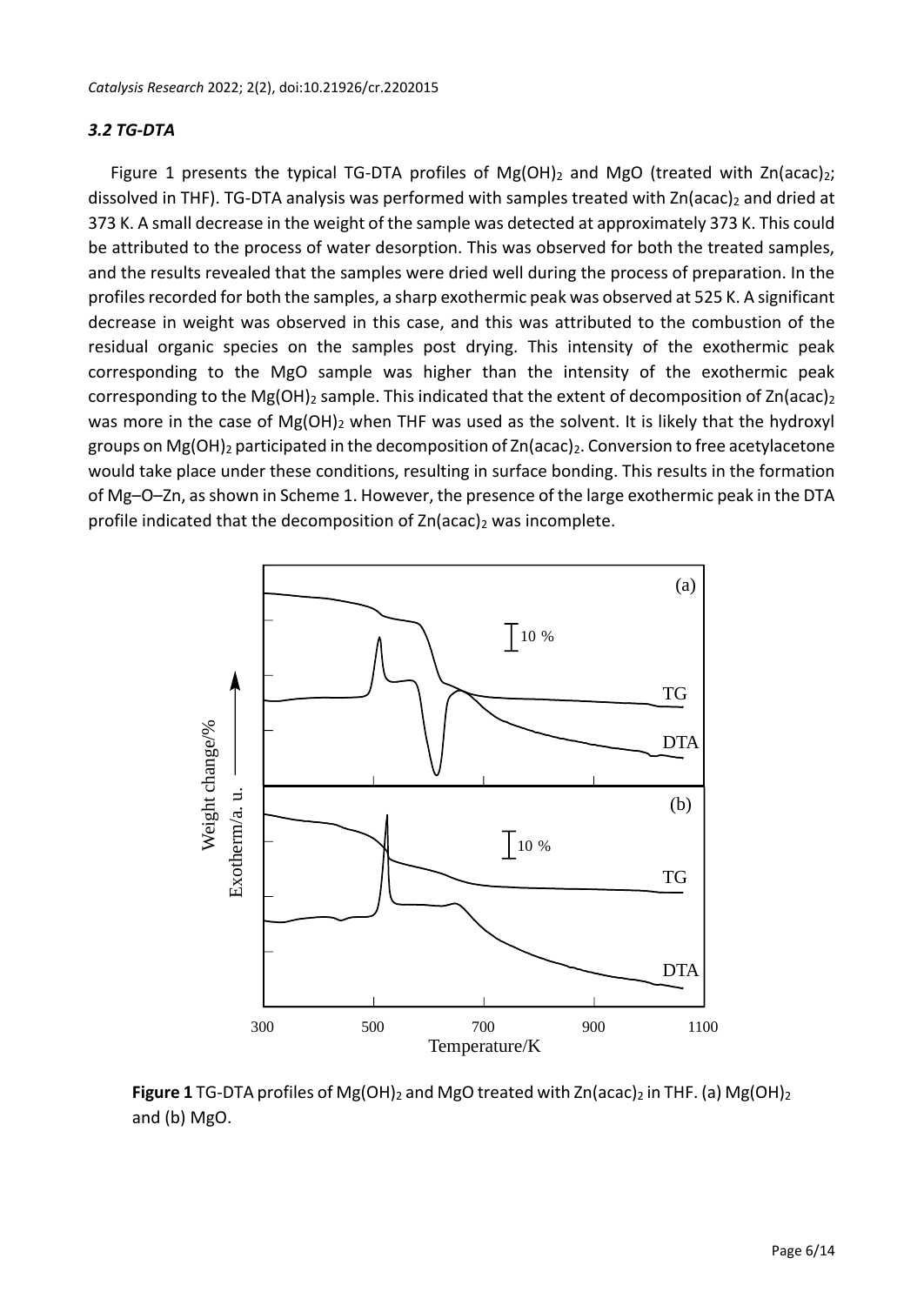### *3.2 TG-DTA*

Figure 1 presents the typical TG-DTA profiles of $Mg(OH)_2$ and MgO (treated with $Zn(acac)_2$; dissolved in THF). TG-DTA analysis was performed with samples treated with $Zn(acac)_2$ and dried at 373 K. A small decrease in the weight of the sample was detected at approximately 373 K. This could be attributed to the process of water desorption. This was observed for both the treated samples, and the results revealed that the samples were dried well during the process of preparation. In the profiles recorded for both the samples, a sharp exothermic peak was observed at 525 K. A significant decrease in weight was observed in this case, and this was attributed to the combustion of the residual organic species on the samples post drying. This intensity of the exothermic peak corresponding to the MgO sample was higher than the intensity of the exothermic peak corresponding to the $Mg(OH)_2$ sample. This indicated that the extent of decomposition of $Zn(acac)_2$ was more in the case of $Mg(OH)_2$ when THF was used as the solvent. It is likely that the hydroxyl groups on $Mg(OH)_2$ participated in the decomposition of $Zn(acac)_2$. Conversion to free acetylacetone would take place under these conditions, resulting in surface bonding. This results in the formation of Mg–O–Zn, as shown in Scheme 1. However, the presence of the large exothermic peak in the DTA profile indicated that the decomposition of $Zn(acac)_2$ was incomplete.

**Figure 1** TG-DTA profiles of $Mg(OH)_2$ and MgO treated with $Zn(acac)_2$ in THF. (a) $Mg(OH)_2$ and (b) MgO.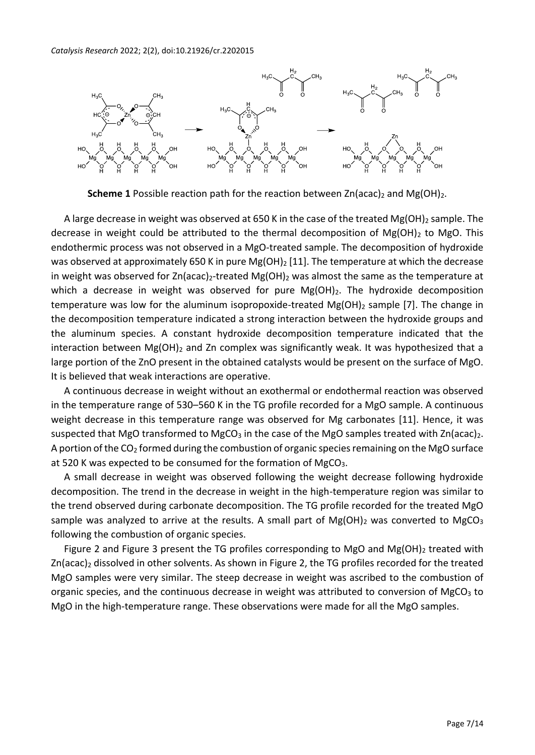**Scheme 1** Possible reaction path for the reaction between $Zn(acac)_2$ and $Mg(OH)_2$.

A large decrease in weight was observed at 650 K in the case of the treated $Mg(OH)_2$ sample. The decrease in weight could be attributed to the thermal decomposition of $Mg(OH)_2$ to MgO. This endothermic process was not observed in a MgO-treated sample. The decomposition of hydroxide was observed at approximately 650 K in pure $Mg(OH)_2$ [11]. The temperature at which the decrease in weight was observed for $Zn(acac)_2$-treated $Mg(OH)_2$ was almost the same as the temperature at which a decrease in weight was observed for pure $Mg(OH)_2$. The hydroxide decomposition temperature was low for the aluminum isopropoxide-treated $Mg(OH)_2$ sample [7]. The change in the decomposition temperature indicated a strong interaction between the hydroxide groups and the aluminum species. A constant hydroxide decomposition temperature indicated that the interaction between $Mg(OH)_2$ and Zn complex was significantly weak. It was hypothesized that a large portion of the ZnO present in the obtained catalysts would be present on the surface of MgO. It is believed that weak interactions are operative.

A continuous decrease in weight without an exothermal or endothermal reaction was observed in the temperature range of 530–560 K in the TG profile recorded for a MgO sample. A continuous weight decrease in this temperature range was observed for Mg carbonates [11]. Hence, it was suspected that MgO transformed to $MgCO_3$ in the case of the MgO samples treated with $Zn(acac)_2$. A portion of the $CO_2$ formed during the combustion of organic species remaining on the MgO surface at 520 K was expected to be consumed for the formation of $MgCO_3$.

A small decrease in weight was observed following the weight decrease following hydroxide decomposition. The trend in the decrease in weight in the high-temperature region was similar to the trend observed during carbonate decomposition. The TG profile recorded for the treated MgO sample was analyzed to arrive at the results. A small part of $Mg(OH)_2$ was converted to $MgCO_3$ following the combustion of organic species.

Figure 2 and Figure 3 present the TG profiles corresponding to MgO and $Mg(OH)_2$ treated with $Zn(acac)_2$ dissolved in other solvents. As shown in Figure 2, the TG profiles recorded for the treated MgO samples were very similar. The steep decrease in weight was ascribed to the combustion of organic species, and the continuous decrease in weight was attributed to conversion of $MgCO_3$ to MgO in the high-temperature range. These observations were made for all the MgO samples.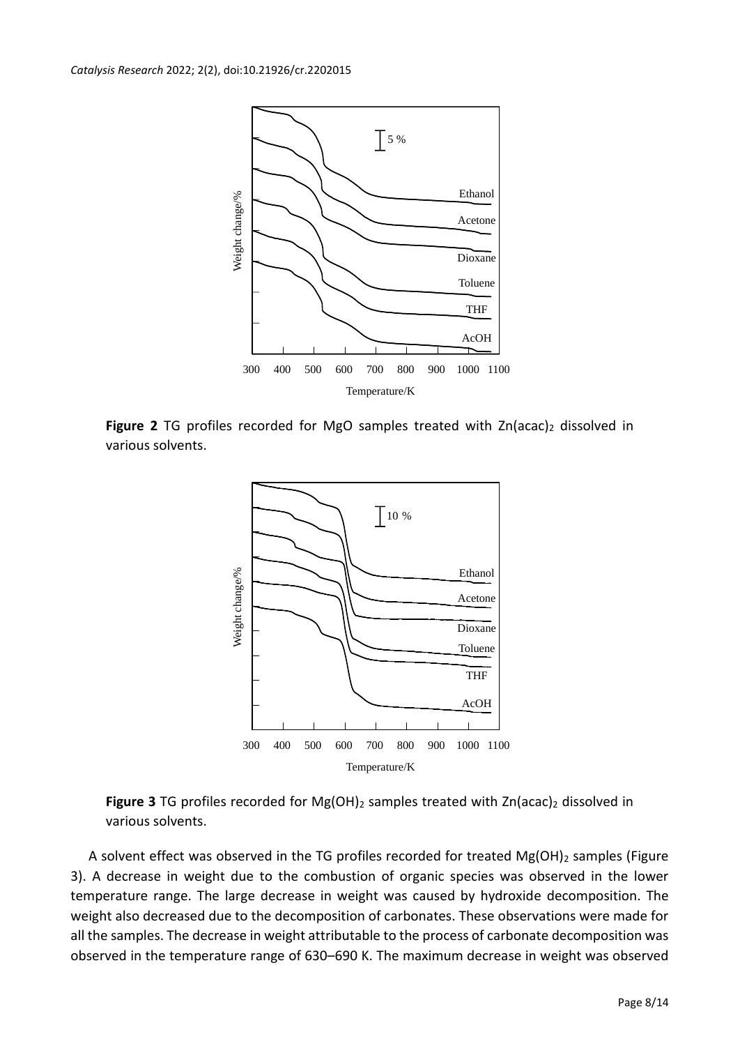**Figure 2** TG profiles recorded for MgO samples treated with $Zn(acac)_2$ dissolved in various solvents.

**Figure 3** TG profiles recorded for $Mg(OH)_2$ samples treated with $Zn(acac)_2$ dissolved in various solvents.

A solvent effect was observed in the TG profiles recorded for treated $Mg(OH)_2$ samples (Figure 3). A decrease in weight due to the combustion of organic species was observed in the lower temperature range. The large decrease in weight was caused by hydroxide decomposition. The weight also decreased due to the decomposition of carbonates. These observations were made for all the samples. The decrease in weight attributable to the process of carbonate decomposition was observed in the temperature range of 630–690 K. The maximum decrease in weight was observed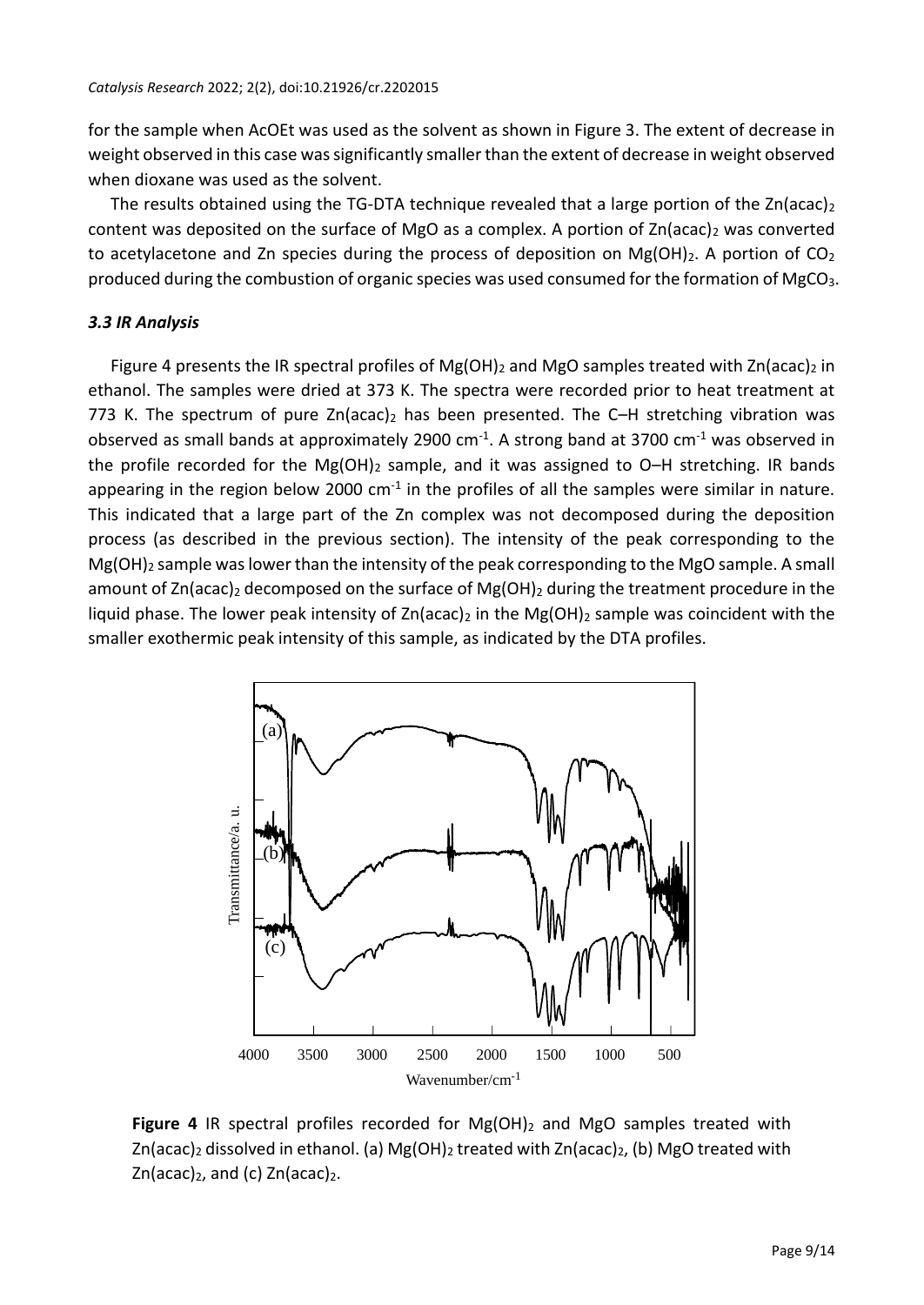for the sample when AcOEt was used as the solvent as shown in Figure 3. The extent of decrease in weight observed in this case was significantly smaller than the extent of decrease in weight observed when dioxane was used as the solvent.

The results obtained using the TG-DTA technique revealed that a large portion of the $Zn(acac)_2$ content was deposited on the surface of MgO as a complex. A portion of $Zn(acac)_2$ was converted to acetylacetone and Zn species during the process of deposition on $Mg(OH)_2$. A portion of $CO_2$ produced during the combustion of organic species was used consumed for the formation of $MgCO_3$.

### *3.3 IR Analysis*

Figure 4 presents the IR spectral profiles of $Mg(OH)_2$ and MgO samples treated with $Zn(acac)_2$ in ethanol. The samples were dried at 373 K. The spectra were recorded prior to heat treatment at 773 K. The spectrum of pure $Zn(acac)_2$ has been presented. The C–H stretching vibration was observed as small bands at approximately 2900 $cm^{-1}$. A strong band at 3700 $cm^{-1}$ was observed in the profile recorded for the $Mg(OH)_2$ sample, and it was assigned to O–H stretching. IR bands appearing in the region below 2000 $cm^{-1}$ in the profiles of all the samples were similar in nature. This indicated that a large part of the Zn complex was not decomposed during the deposition process (as described in the previous section). The intensity of the peak corresponding to the $Mg(OH)_2$ sample was lower than the intensity of the peak corresponding to the MgO sample. A small amount of $Zn(acac)_2$ decomposed on the surface of $Mg(OH)_2$ during the treatment procedure in the liquid phase. The lower peak intensity of $Zn(acac)_2$ in the $Mg(OH)_2$ sample was coincident with the smaller exothermic peak intensity of this sample, as indicated by the DTA profiles.

**Figure 4** IR spectral profiles recorded for $Mg(OH)_2$ and MgO samples treated with $Zn(acac)_2$ dissolved in ethanol. (a) $Mg(OH)_2$ treated with $Zn(acac)_2$, (b) MgO treated with $Zn(acac)_2$, and (c) $Zn(acac)_2$.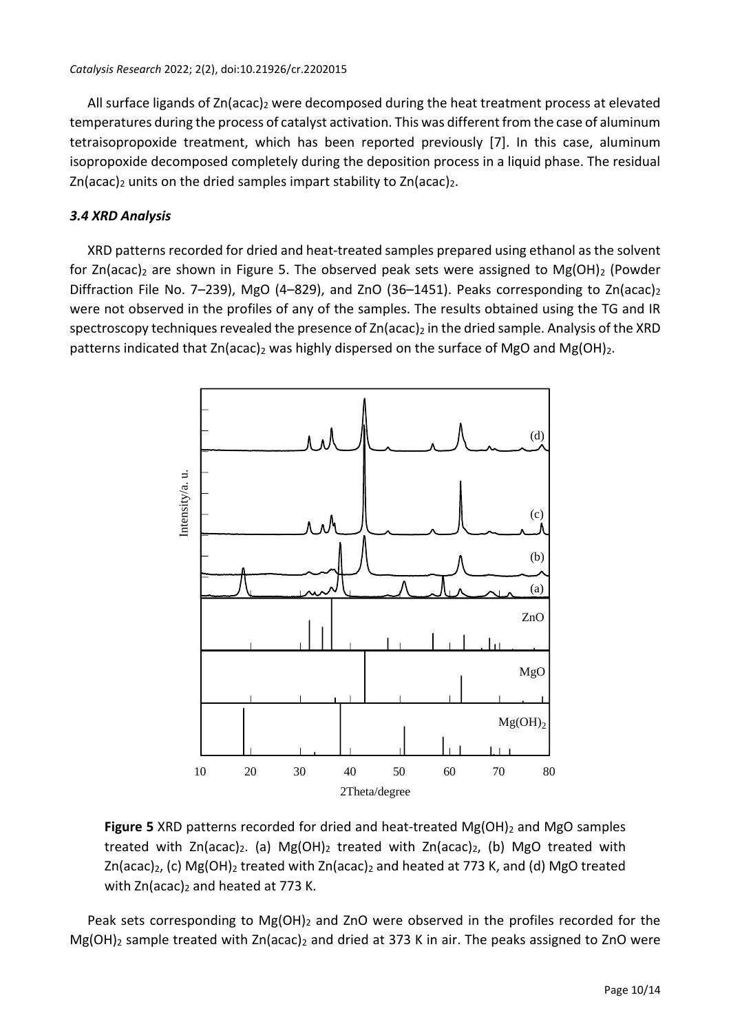All surface ligands of $Zn(acac)_2$ were decomposed during the heat treatment process at elevated temperatures during the process of catalyst activation. This was different from the case of aluminum tetraisopropoxide treatment, which has been reported previously [7]. In this case, aluminum isopropoxide decomposed completely during the deposition process in a liquid phase. The residual $Zn(acac)_2$ units on the dried samples impart stability to $Zn(acac)_2$.

### *3.4 XRD Analysis*

XRD patterns recorded for dried and heat-treated samples prepared using ethanol as the solvent for $Zn(acac)_2$ are shown in Figure 5. The observed peak sets were assigned to $Mg(OH)_2$ (Powder Diffraction File No. 7–239), MgO (4–829), and ZnO (36–1451). Peaks corresponding to $Zn(acac)_2$ were not observed in the profiles of any of the samples. The results obtained using the TG and IR spectroscopy techniques revealed the presence of $Zn(acac)_2$ in the dried sample. Analysis of the XRD patterns indicated that $Zn(acac)_2$ was highly dispersed on the surface of MgO and $Mg(OH)_2$.

**Figure 5** XRD patterns recorded for dried and heat-treated $Mg(OH)_2$ and MgO samples treated with $Zn(acac)_2$. (a) $Mg(OH)_2$ treated with $Zn(acac)_2$, (b) MgO treated with $Zn(acac)_2$, (c) $Mg(OH)_2$ treated with $Zn(acac)_2$ and heated at 773 K, and (d) MgO treated with $Zn(acac)_2$ and heated at 773 K.

Peak sets corresponding to $Mg(OH)_2$ and ZnO were observed in the profiles recorded for the $Mg(OH)_2$ sample treated with $Zn(acac)_2$ and dried at 373 K in air. The peaks assigned to ZnO were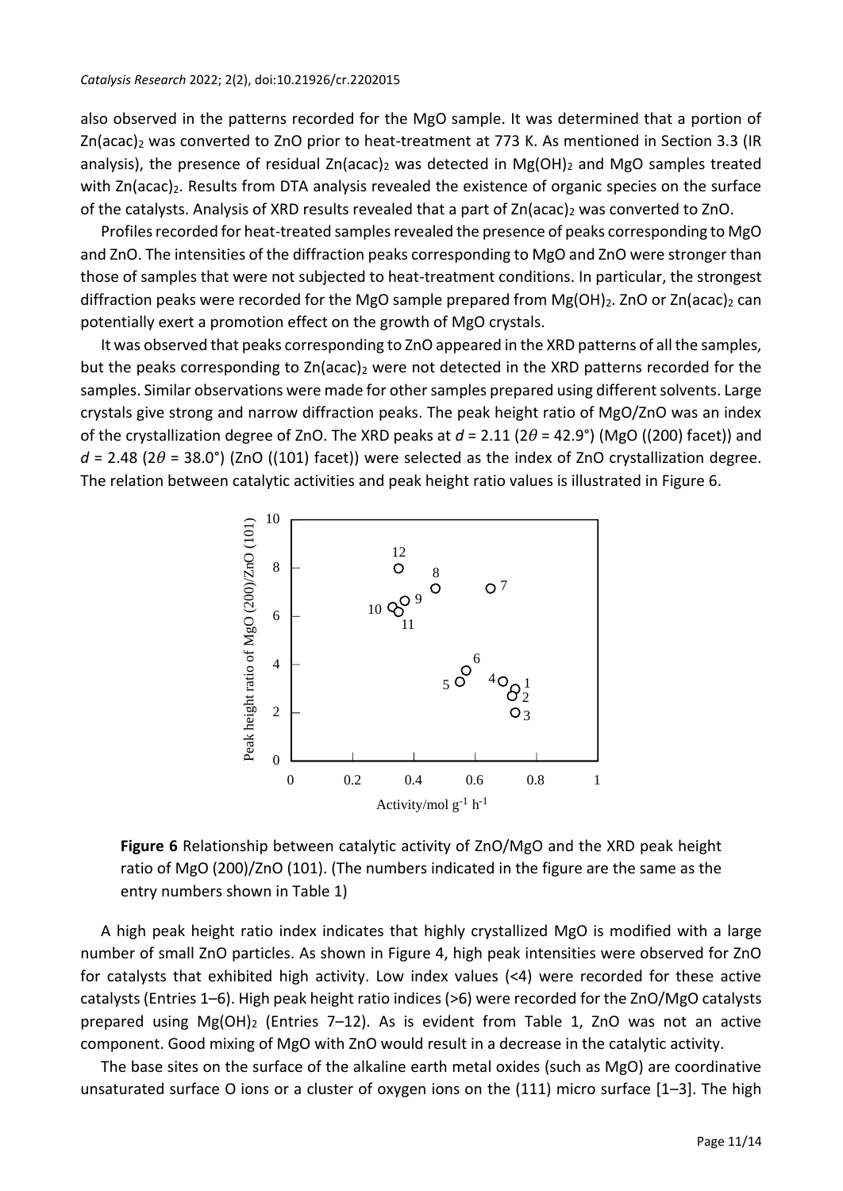also observed in the patterns recorded for the MgO sample. It was determined that a portion of $Zn(acac)_2$ was converted to ZnO prior to heat-treatment at 773 K. As mentioned in Section 3.3 (IR analysis), the presence of residual $Zn(acac)_2$ was detected in $Mg(OH)_2$ and MgO samples treated with $Zn(acac)_2$. Results from DTA analysis revealed the existence of organic species on the surface of the catalysts. Analysis of XRD results revealed that a part of $Zn(acac)_2$ was converted to ZnO.

Profiles recorded for heat-treated samples revealed the presence of peaks corresponding to MgO and ZnO. The intensities of the diffraction peaks corresponding to MgO and ZnO were stronger than those of samples that were not subjected to heat-treatment conditions. In particular, the strongest diffraction peaks were recorded for the MgO sample prepared from $Mg(OH)_2$. ZnO or $Zn(acac)_2$ can potentially exert a promotion effect on the growth of MgO crystals.

It was observed that peaks corresponding to ZnO appeared in the XRD patterns of all the samples, but the peaks corresponding to $Zn(acac)_2$ were not detected in the XRD patterns recorded for the samples. Similar observations were made for other samples prepared using different solvents. Large crystals give strong and narrow diffraction peaks. The peak height ratio of MgO/ZnO was an index of the crystallization degree of ZnO. The XRD peaks at $d$ = 2.11 ($2\theta$ = 42.9°) (MgO ((200) facet)) and $d$ = 2.48 ($2\theta$ = 38.0°) (ZnO ((101) facet)) were selected as the index of ZnO crystallization degree. The relation between catalytic activities and peak height ratio values is illustrated in Figure 6.

**Figure 6** Relationship between catalytic activity of ZnO/MgO and the XRD peak height ratio of MgO (200)/ZnO (101). (The numbers indicated in the figure are the same as the entry numbers shown in Table 1)

A high peak height ratio index indicates that highly crystallized MgO is modified with a large number of small ZnO particles. As shown in Figure 4, high peak intensities were observed for ZnO for catalysts that exhibited high activity. Low index values (<4) were recorded for these active catalysts (Entries 1–6). High peak height ratio indices (>6) were recorded for the ZnO/MgO catalysts prepared using $Mg(OH)_2$ (Entries 7–12). As is evident from Table 1, ZnO was not an active component. Good mixing of MgO with ZnO would result in a decrease in the catalytic activity.

The base sites on the surface of the alkaline earth metal oxides (such as MgO) are coordinative unsaturated surface O ions or a cluster of oxygen ions on the (111) micro surface [1–3]. The high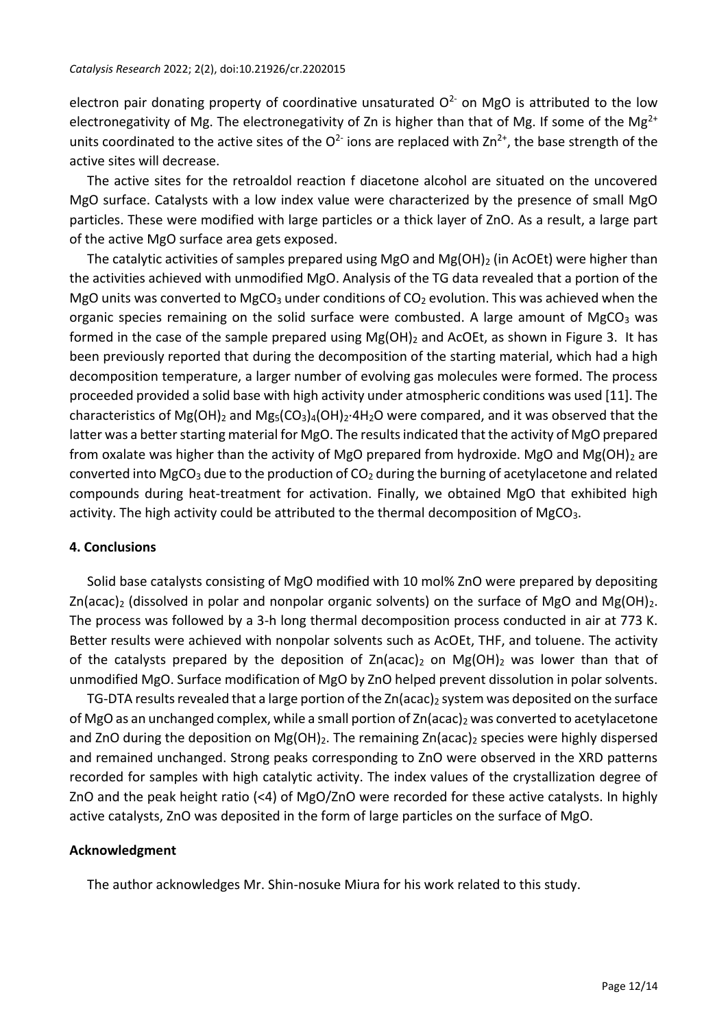electron pair donating property of coordinative unsaturated $O^{2-}$ on MgO is attributed to the low electronegativity of Mg. The electronegativity of Zn is higher than that of Mg. If some of the $Mg^{2+}$ units coordinated to the active sites of the $O^{2-}$ ions are replaced with $Zn^{2+}$, the base strength of the active sites will decrease.

The active sites for the retroaldol reaction f diacetone alcohol are situated on the uncovered MgO surface. Catalysts with a low index value were characterized by the presence of small MgO particles. These were modified with large particles or a thick layer of ZnO. As a result, a large part of the active MgO surface area gets exposed.

The catalytic activities of samples prepared using MgO and $Mg(OH)_2$ (in AcOEt) were higher than the activities achieved with unmodified MgO. Analysis of the TG data revealed that a portion of the MgO units was converted to $MgCO_3$ under conditions of $CO_2$ evolution. This was achieved when the organic species remaining on the solid surface were combusted. A large amount of $MgCO_3$ was formed in the case of the sample prepared using $Mg(OH)_2$ and AcOEt, as shown in Figure 3. It has been previously reported that during the decomposition of the starting material, which had a high decomposition temperature, a larger number of evolving gas molecules were formed. The process proceeded provided a solid base with high activity under atmospheric conditions was used [11]. The characteristics of $Mg(OH)_2$ and $Mg_5(CO_3)_4(OH)_2{\cdot}4H_2O$ were compared, and it was observed that the latter was a better starting material for MgO. The results indicated that the activity of MgO prepared from oxalate was higher than the activity of MgO prepared from hydroxide. MgO and $Mg(OH)_2$ are converted into $MgCO_3$ due to the production of $CO_2$ during the burning of acetylacetone and related compounds during heat-treatment for activation. Finally, we obtained MgO that exhibited high activity. The high activity could be attributed to the thermal decomposition of $MgCO_3$.

## 4. Conclusions

Solid base catalysts consisting of MgO modified with 10 mol% ZnO were prepared by depositing $Zn(acac)_2$ (dissolved in polar and nonpolar organic solvents) on the surface of MgO and $Mg(OH)_2$. The process was followed by a 3-h long thermal decomposition process conducted in air at 773 K. Better results were achieved with nonpolar solvents such as AcOEt, THF, and toluene. The activity of the catalysts prepared by the deposition of $Zn(acac)_2$ on $Mg(OH)_2$ was lower than that of unmodified MgO. Surface modification of MgO by ZnO helped prevent dissolution in polar solvents.

TG-DTA results revealed that a large portion of the $Zn(acac)_2$ system was deposited on the surface of MgO as an unchanged complex, while a small portion of $Zn(acac)_2$ was converted to acetylacetone and ZnO during the deposition on $Mg(OH)_2$. The remaining $Zn(acac)_2$ species were highly dispersed and remained unchanged. Strong peaks corresponding to ZnO were observed in the XRD patterns recorded for samples with high catalytic activity. The index values of the crystallization degree of ZnO and the peak height ratio (<4) of MgO/ZnO were recorded for these active catalysts. In highly active catalysts, ZnO was deposited in the form of large particles on the surface of MgO.

## Acknowledgment

The author acknowledges Mr. Shin-nosuke Miura for his work related to this study.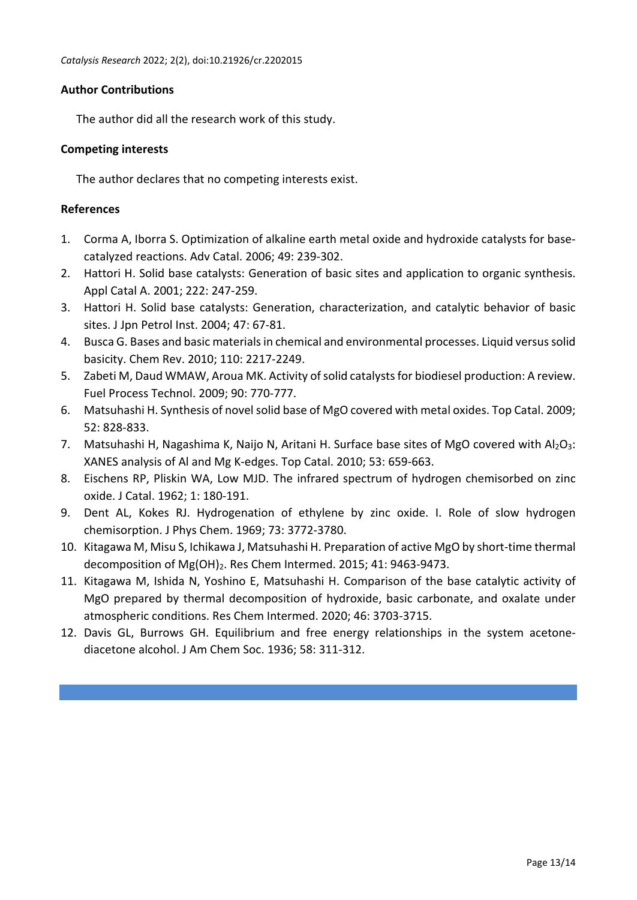## Author Contributions

The author did all the research work of this study.

## Competing interests

The author declares that no competing interests exist.

## References

1. Corma A, Iborra S. Optimization of alkaline earth metal oxide and hydroxide catalysts for base-catalyzed reactions. Adv Catal. 2006; 49: 239-302.
2. Hattori H. Solid base catalysts: Generation of basic sites and application to organic synthesis. Appl Catal A. 2001; 222: 247-259.
3. Hattori H. Solid base catalysts: Generation, characterization, and catalytic behavior of basic sites. J Jpn Petrol Inst. 2004; 47: 67-81.
4. Busca G. Bases and basic materials in chemical and environmental processes. Liquid versus solid basicity. Chem Rev. 2010; 110: 2217-2249.
5. Zabeti M, Daud WMAW, Aroua MK. Activity of solid catalysts for biodiesel production: A review. Fuel Process Technol. 2009; 90: 770-777.
6. Matsuhashi H. Synthesis of novel solid base of MgO covered with metal oxides. Top Catal. 2009; 52: 828-833.
7. Matsuhashi H, Nagashima K, Naijo N, Aritani H. Surface base sites of MgO covered with $Al_2O_3$: XANES analysis of Al and Mg K-edges. Top Catal. 2010; 53: 659-663.
8. Eischens RP, Pliskin WA, Low MJD. The infrared spectrum of hydrogen chemisorbed on zinc oxide. J Catal. 1962; 1: 180-191.
9. Dent AL, Kokes RJ. Hydrogenation of ethylene by zinc oxide. I. Role of slow hydrogen chemisorption. J Phys Chem. 1969; 73: 3772-3780.
10. Kitagawa M, Misu S, Ichikawa J, Matsuhashi H. Preparation of active MgO by short-time thermal decomposition of $Mg(OH)_2$. Res Chem Intermed. 2015; 41: 9463-9473.
11. Kitagawa M, Ishida N, Yoshino E, Matsuhashi H. Comparison of the base catalytic activity of MgO prepared by thermal decomposition of hydroxide, basic carbonate, and oxalate under atmospheric conditions. Res Chem Intermed. 2020; 46: 3703-3715.
12. Davis GL, Burrows GH. Equilibrium and free energy relationships in the system acetone-diacetone alcohol. J Am Chem Soc. 1936; 58: 311-312.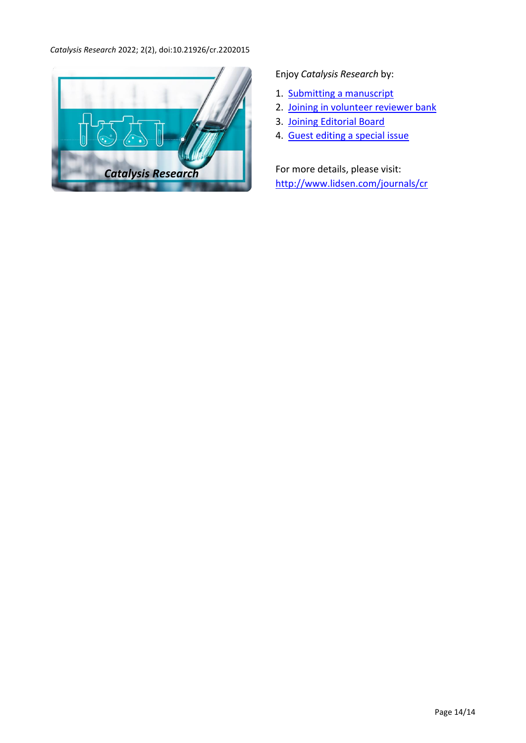Enjoy *Catalysis Research* by:

1. Submitting a manuscript
2. Joining in volunteer reviewer bank
3. Joining Editorial Board
4. Guest editing a special issue

For more details, please visit:
http://www.lidsen.com/journals/cr